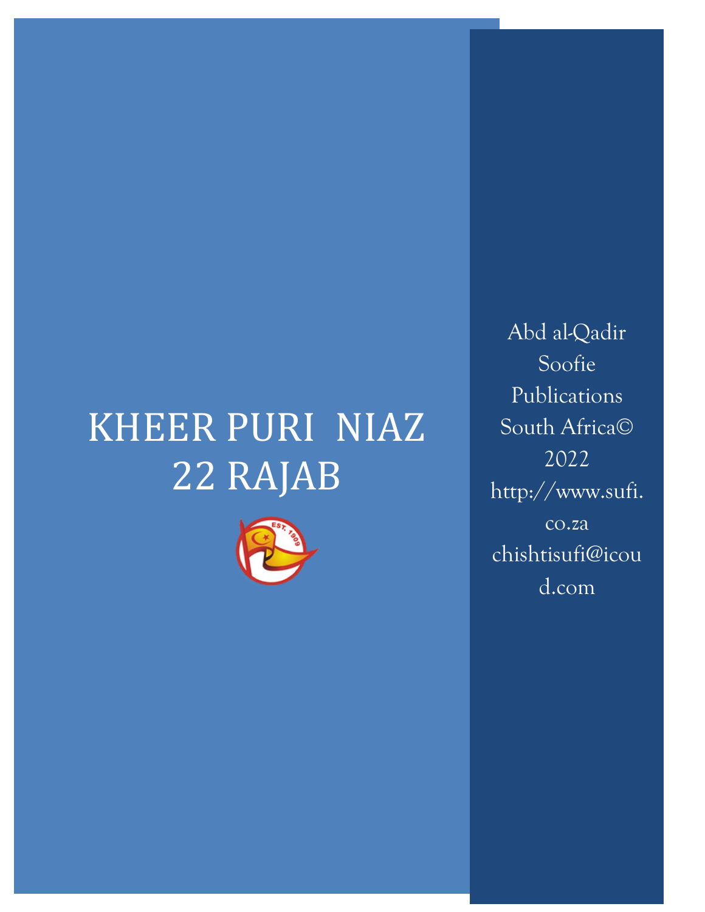# KHEER PURI NIAZ 22 RAJAB

Abd al-Qadir Soofie Publications South Africa© 2022 http://www.sufi.co.za chishtisufi@icoud.com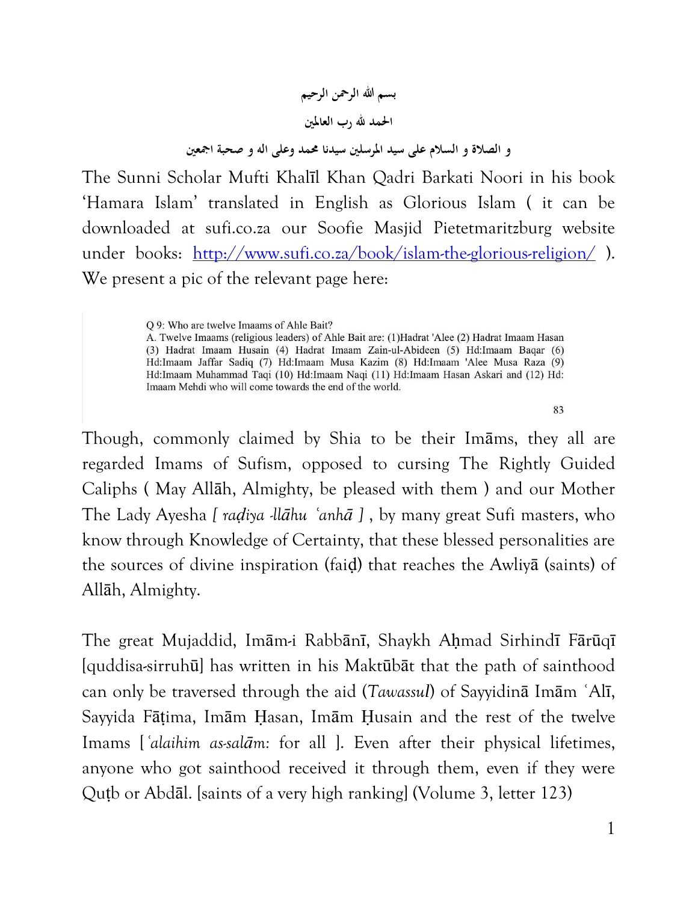بسم الله الرحمن الرحيم

الحمد لله رب العالمين

و الصلاة و السلام على سيد المرسلين سيدنا محمد وعلى اله و صحبة اجمعين

The Sunni Scholar Mufti Khalīl Khan Qadri Barkati Noori in his book 'Hamara Islam' translated in English as Glorious Islam ( it can be downloaded at sufi.co.za our Soofie Masjid Pietetmaritzburg website under books: [http://www.sufi.co.za/book/islam-the-glorious-religion/](http://www.sufi.co.za/book/islam-the-glorious-religion/) ). We present a pic of the relevant page here:

> Q 9: Who are twelve Imaams of Ahle Bait?
> A. Twelve Imaams (religious leaders) of Ahle Bait are: (1)Hadrat 'Alee (2) Hadrat Imaam Hasan (3) Hadrat Imaam Husain (4) Hadrat Imaam Zain-ul-Abideen (5) Hd:Imaam Baqar (6) Hd:Imaam Jaffar Sadiq (7) Hd:Imaam Musa Kazim (8) Hd:Imaam 'Alee Musa Raza (9) Hd:Imaam Muhammad Taqi (10) Hd:Imaam Naqi (11) Hd:Imaam Hasan Askari and (12) Hd: Imaam Mehdi who will come towards the end of the world.
>
> 83

Though, commonly claimed by Shia to be their Imāms, they all are regarded Imams of Sufism, opposed to cursing The Rightly Guided Caliphs ( May Allāh, Almighty, be pleased with them ) and our Mother The Lady Ayesha *[ raḍiya -llāhu ʿanhā ]* , by many great Sufi masters, who know through Knowledge of Certainty, that these blessed personalities are the sources of divine inspiration (faiḍ) that reaches the Awliyā (saints) of Allāh, Almighty.

The great Mujaddid, Imām-i Rabbānī, Shaykh Aḥmad Sirhindī Fārūqī [quddisa-sirruhū] has written in his Maktūbāt that the path of sainthood can only be traversed through the aid (*Tawassul*) of Sayyidinā Imām ʿAlī, Sayyida Fāṭima, Imām Ḥasan, Imām Ḥusain and the rest of the twelve Imams [*ʿalaihim as-salām*: for all ]. Even after their physical lifetimes, anyone who got sainthood received it through them, even if they were Quṭb or Abdāl. [saints of a very high ranking] (Volume 3, letter 123)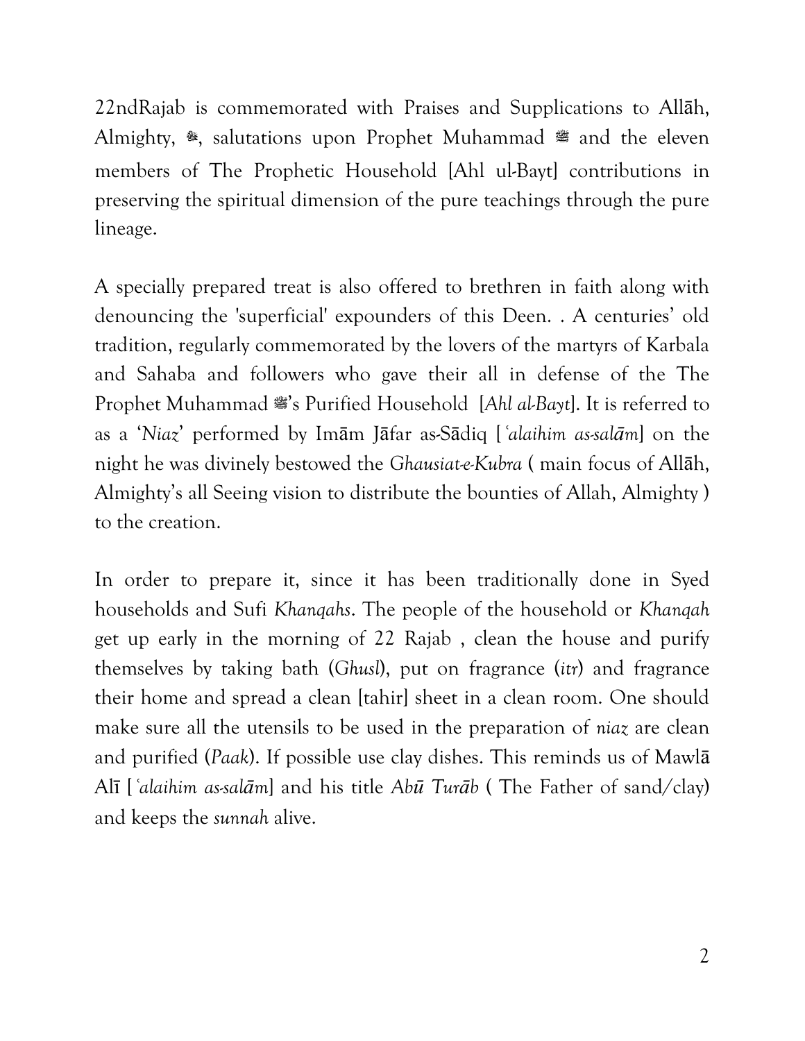22ndRajab is commemorated with Praises and Supplications to Allāh, Almighty, ﷻ, salutations upon Prophet Muhammad ﷺ and the eleven members of The Prophetic Household [Ahl ul-Bayt] contributions in preserving the spiritual dimension of the pure teachings through the pure lineage.

A specially prepared treat is also offered to brethren in faith along with denouncing the 'superficial' expounders of this Deen. . A centuries' old tradition, regularly commemorated by the lovers of the martyrs of Karbala and Sahaba and followers who gave their all in defense of the The Prophet Muhammad ﷺ's Purified Household [*Ahl al-Bayt*]. It is referred to as a '*Niaz*' performed by Imām Jāfar as-Sādiq [*ʿalaihim as-salām*] on the night he was divinely bestowed the *Ghausiat-e-Kubra* ( main focus of Allāh, Almighty's all Seeing vision to distribute the bounties of Allah, Almighty ) to the creation.

In order to prepare it, since it has been traditionally done in Syed households and Sufi *Khanqahs*. The people of the household or *Khanqah* get up early in the morning of 22 Rajab , clean the house and purify themselves by taking bath (*Ghusl*), put on fragrance (*itr*) and fragrance their home and spread a clean [tahir] sheet in a clean room. One should make sure all the utensils to be used in the preparation of *niaz* are clean and purified (*Paak*). If possible use clay dishes. This reminds us of Mawlā Alī [*ʿalaihim as-salām*] and his title *Abū Turāb* ( The Father of sand/clay) and keeps the *sunnah* alive.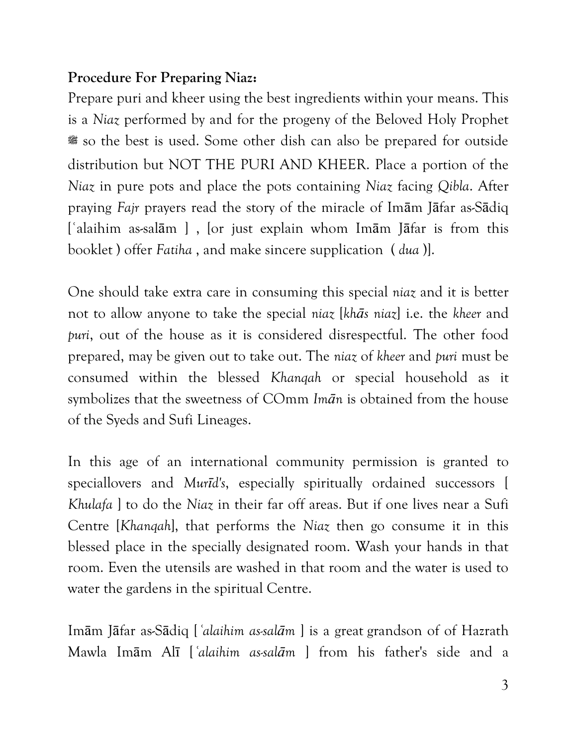**Procedure For Preparing Niaz:**

Prepare puri and kheer using the best ingredients within your means. This is a *Niaz* performed by and for the progeny of the Beloved Holy Prophet ﷺ so the best is used. Some other dish can also be prepared for outside distribution but NOT THE PURI AND KHEER. Place a portion of the *Niaz* in pure pots and place the pots containing *Niaz* facing *Qibla*. After praying *Fajr* prayers read the story of the miracle of Imām Jāfar as-Sādiq [ʿalaihim as-salām ] , [or just explain whom Imām Jāfar is from this booklet ) offer *Fatiha* , and make sincere supplication ( *dua* )].

One should take extra care in consuming this special *niaz* and it is better not to allow anyone to take the special *niaz* [*khās niaz*] i.e. the *kheer* and *puri*, out of the house as it is considered disrespectful. The other food prepared, may be given out to take out. The *niaz* of *kheer* and *puri* must be consumed within the blessed *Khanqah* or special household as it symbolizes that the sweetness of COmm *Imān* is obtained from the house of the Syeds and Sufi Lineages.

In this age of an international community permission is granted to speciallovers and *Murīd's*, especially spiritually ordained successors [ *Khulafa* ] to do the *Niaz* in their far off areas. But if one lives near a Sufi Centre [*Khanqah*], that performs the *Niaz* then go consume it in this blessed place in the specially designated room. Wash your hands in that room. Even the utensils are washed in that room and the water is used to water the gardens in the spiritual Centre.

Imām Jāfar as-Sādiq [ *ʿalaihim as-salām* ] is a great grandson of of Hazrath Mawla Imām Alī [ *ʿalaihim as-salām* ] from his father's side and a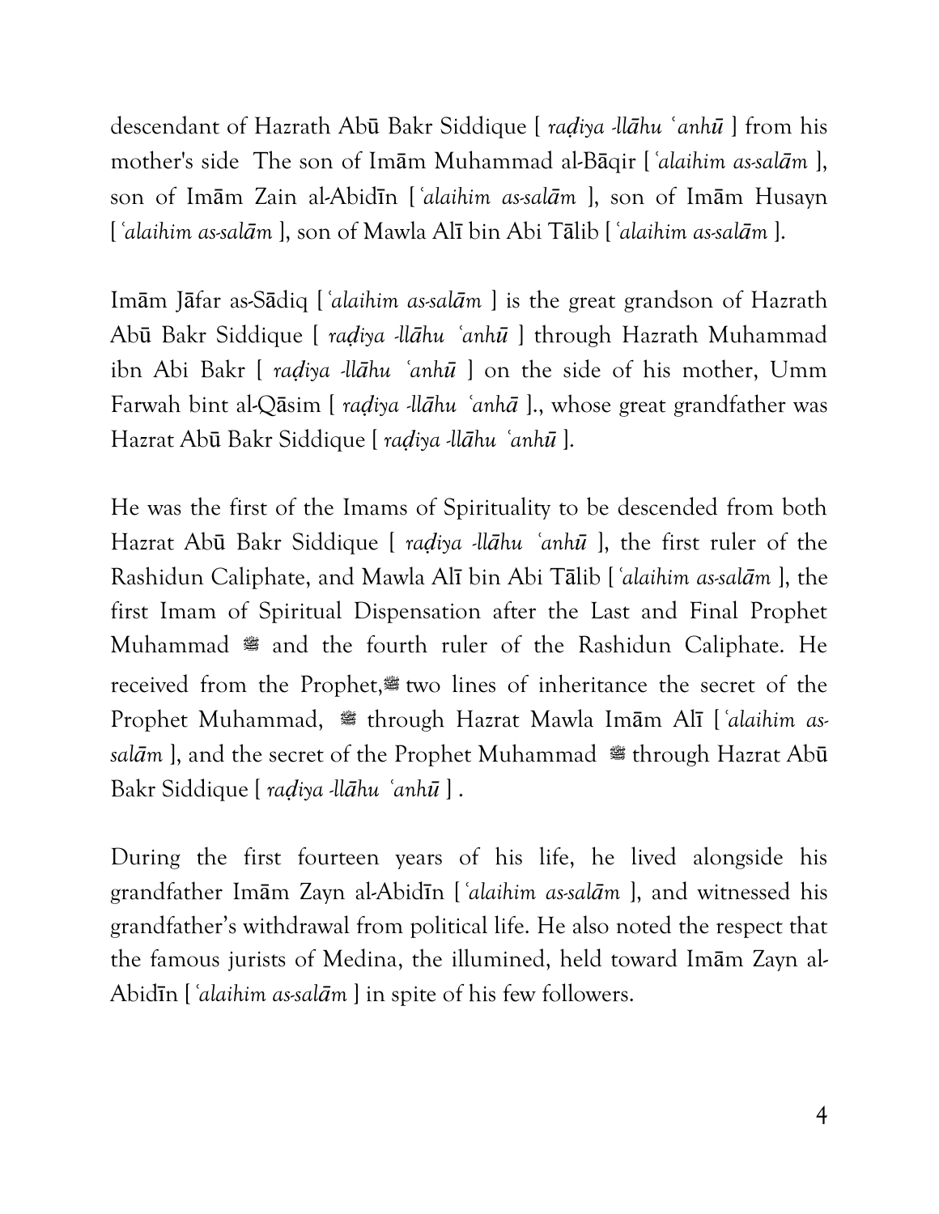descendant of Hazrath Abū Bakr Siddique [ *raḍiya -llāhu ʿanhū* ] from his mother's side The son of Imām Muhammad al-Bāqir [ *ʿalaihim as-salām* ], son of Imām Zain al-Abidīn [ *ʿalaihim as-salām* ], son of Imām Husayn [ *ʿalaihim as-salām* ], son of Mawla Alī bin Abi Tālib [ *ʿalaihim as-salām* ].

Imām Jāfar as-Sādiq [ *ʿalaihim as-salām* ] is the great grandson of Hazrath Abū Bakr Siddique [ *raḍiya -llāhu ʿanhū* ] through Hazrath Muhammad ibn Abi Bakr [ *raḍiya -llāhu ʿanhū* ] on the side of his mother, Umm Farwah bint al-Qāsim [ *raḍiya -llāhu ʿanhā* ]., whose great grandfather was Hazrat Abū Bakr Siddique [ *raḍiya -llāhu ʿanhū* ].

He was the first of the Imams of Spirituality to be descended from both Hazrat Abū Bakr Siddique [ *raḍiya -llāhu ʿanhū* ], the first ruler of the Rashidun Caliphate, and Mawla Alī bin Abi Tālib [ *ʿalaihim as-salām* ], the first Imam of Spiritual Dispensation after the Last and Final Prophet Muhammad ﷺ and the fourth ruler of the Rashidun Caliphate. He received from the Prophet,ﷺ two lines of inheritance the secret of the Prophet Muhammad, ﷺ through Hazrat Mawla Imām Alī [ *ʿalaihim as-salām* ], and the secret of the Prophet Muhammad ﷺ through Hazrat Abū Bakr Siddique [ *raḍiya -llāhu ʿanhū* ] .

During the first fourteen years of his life, he lived alongside his grandfather Imām Zayn al-Abidīn [ *ʿalaihim as-salām* ], and witnessed his grandfather's withdrawal from political life. He also noted the respect that the famous jurists of Medina, the illumined, held toward Imām Zayn al-Abidīn [ *ʿalaihim as-salām* ] in spite of his few followers.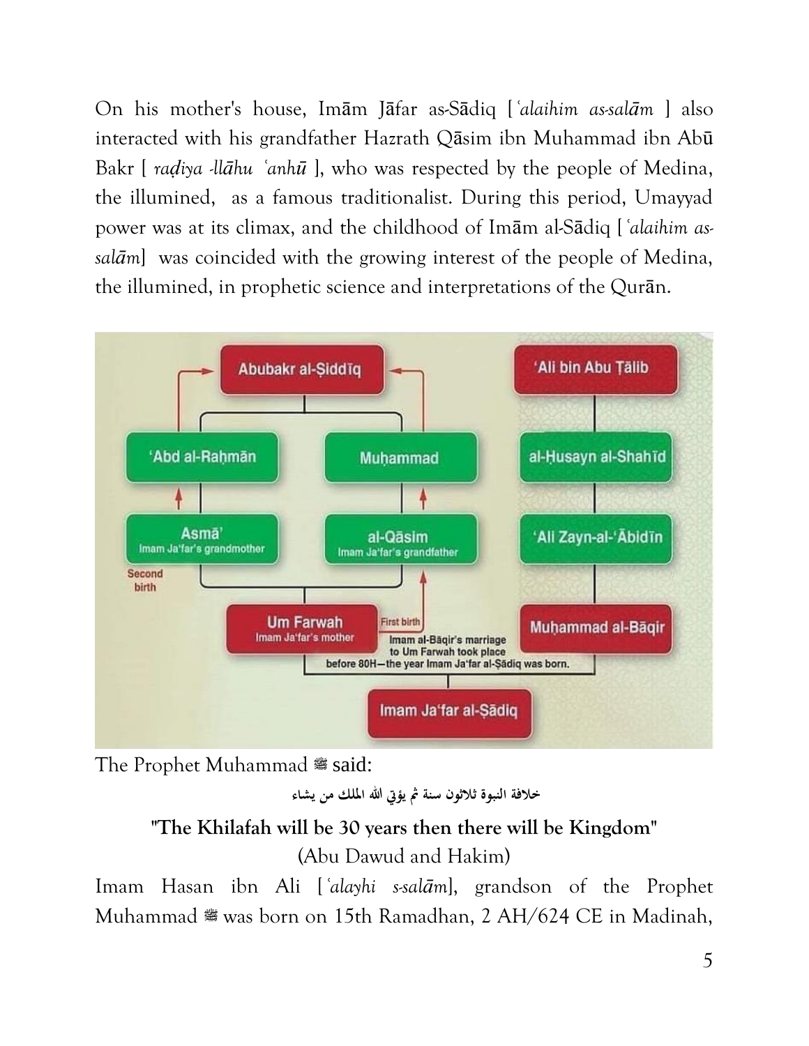On his mother's house, Imām Jāfar as-Sādiq [*ʿalaihim as-salām* ] also interacted with his grandfather Hazrath Qāsim ibn Muhammad ibn Abū Bakr [ *raḍiya -llāhu ʿanhū* ], who was respected by the people of Medina, the illumined, as a famous traditionalist. During this period, Umayyad power was at its climax, and the childhood of Imām al-Sādiq [*ʿalaihim as-salām*] was coincided with the growing interest of the people of Medina, the illumined, in prophetic science and interpretations of the Qurān.

Abubakr al-Ṣiddīq

'Abd al-Raḥmān

Muḥammad

Asmā'
Imam Ja'far's grandmother

al-Qāsim
Imam Ja'far's grandfather

Second birth

First birth

Um Farwah
Imam Ja'far's mother

'Ali bin Abu Ṭālib

al-Ḥusayn al-Shahīd

'Ali Zayn-al-'Ābidīn

Muḥammad al-Bāqir

Imam al-Bāqir's marriage to Um Farwah took place before 80H—the year Imam Ja'far al-Ṣādiq was born.

Imam Ja'far al-Ṣādiq

The Prophet Muhammad ﷺ said:

خلافة النبوة ثلاثون سنة ثم يؤتي الله الملك من يشاء

**"The Khilafah will be 30 years then there will be Kingdom"**

(Abu Dawud and Hakim)

Imam Hasan ibn Ali [*ʿalayhi s-salām*], grandson of the Prophet Muhammad ﷺ was born on 15th Ramadhan, 2 AH/624 CE in Madinah,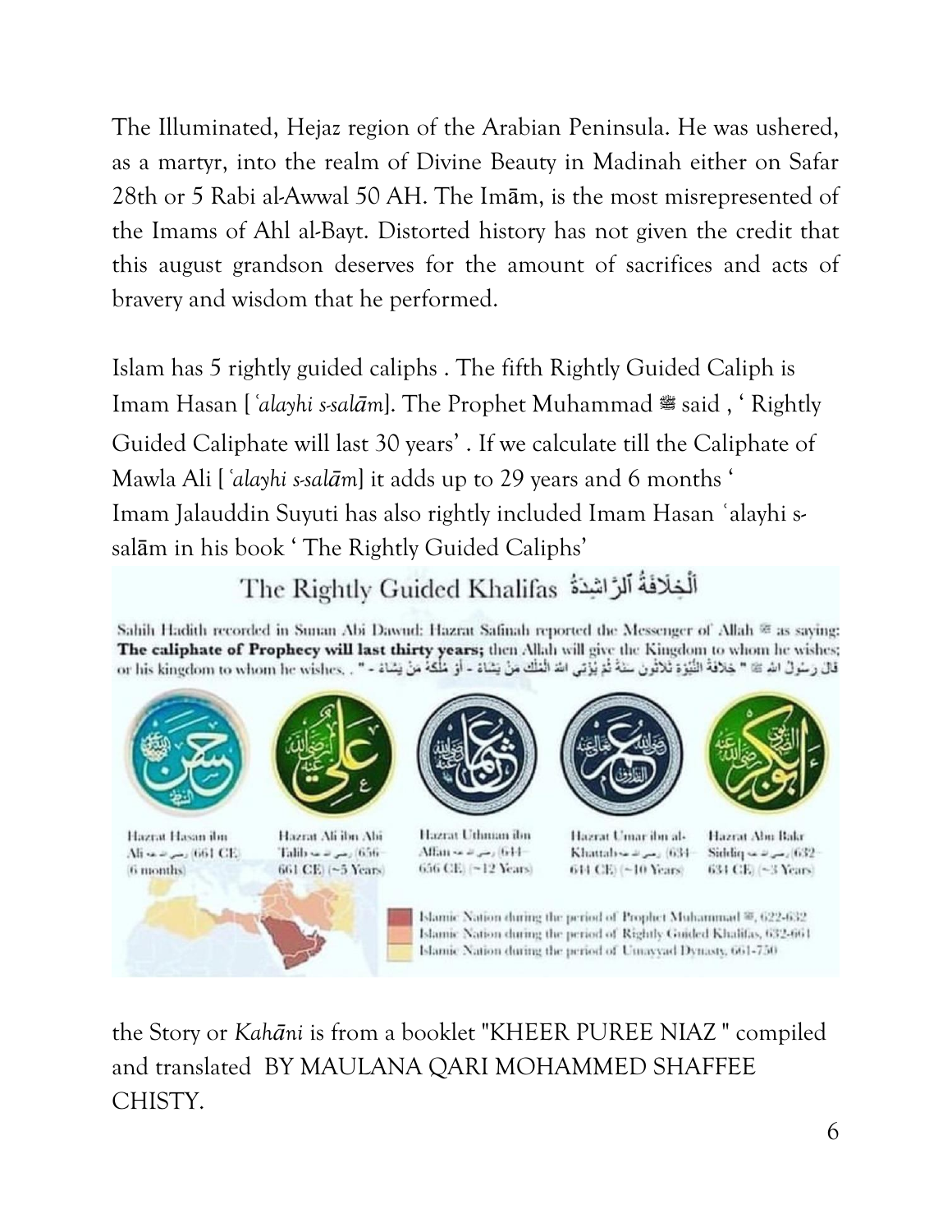The Illuminated, Hejaz region of the Arabian Peninsula. He was ushered, as a martyr, into the realm of Divine Beauty in Madinah either on Safar 28th or 5 Rabi al-Awwal 50 AH. The Imām, is the most misrepresented of the Imams of Ahl al-Bayt. Distorted history has not given the credit that this august grandson deserves for the amount of sacrifices and acts of bravery and wisdom that he performed.

Islam has 5 rightly guided caliphs . The fifth Rightly Guided Caliph is Imam Hasan [*ʿalayhi s-salām*]. The Prophet Muhammad ﷺ said , ' Rightly Guided Caliphate will last 30 years' . If we calculate till the Caliphate of Mawla Ali [*ʿalayhi s-salām*] it adds up to 29 years and 6 months ' Imam Jalauddin Suyuti has also rightly included Imam Hasan ʿalayhi s-salām in his book ' The Rightly Guided Caliphs'

## The Rightly Guided Khalifas اَلْخِلَافَةُ اَلرَّاشِدَةُ

Sahih Hadith recorded in Sunan Abi Dawud: Hazrat Safinah reported the Messenger of Allah ﷺ as saying: **The caliphate of Prophecy will last thirty years;** then Allah will give the Kingdom to whom he wishes; or his kingdom to whom he wishes. . " - قَالَ رَسُولُ اللهِ ﷺ " خِلَافَةُ النُّبُوَّةِ ثَلَاثُونَ سَنَةً ثُمَّ يُؤْتِي اللهُ الْمُلْكَ مَنْ يَشَاءُ - أَوْ مُلْكَهُ مَنْ يَشَاءُ - ".

Hazrat Hasan ibn Ali رضی اللہ عنہ (661 CE) (6 months)

Hazrat Ali ibn Abi Talib رضی اللہ عنہ (656-661 CE) (~5 Years)

Hazrat Uthman ibn Affan رضی اللہ عنہ (644-656 CE) (~12 Years)

Hazrat Umar ibn al-Khattab رضی اللہ عنہ (634-644 CE) (~10 Years)

Hazrat Abu Bakr Siddiq رضی اللہ عنہ (632-634 CE) (~3 Years)

Islamic Nation during the period of Prophet Muhammad ﷺ, 622-632
Islamic Nation during the period of Rightly Guided Khalifas, 632-661
Islamic Nation during the period of Umayyad Dynasty, 661-750

the Story or *Kahāni* is from a booklet "KHEER PUREE NIAZ " compiled and translated BY MAULANA QARI MOHAMMED SHAFFEE CHISTY.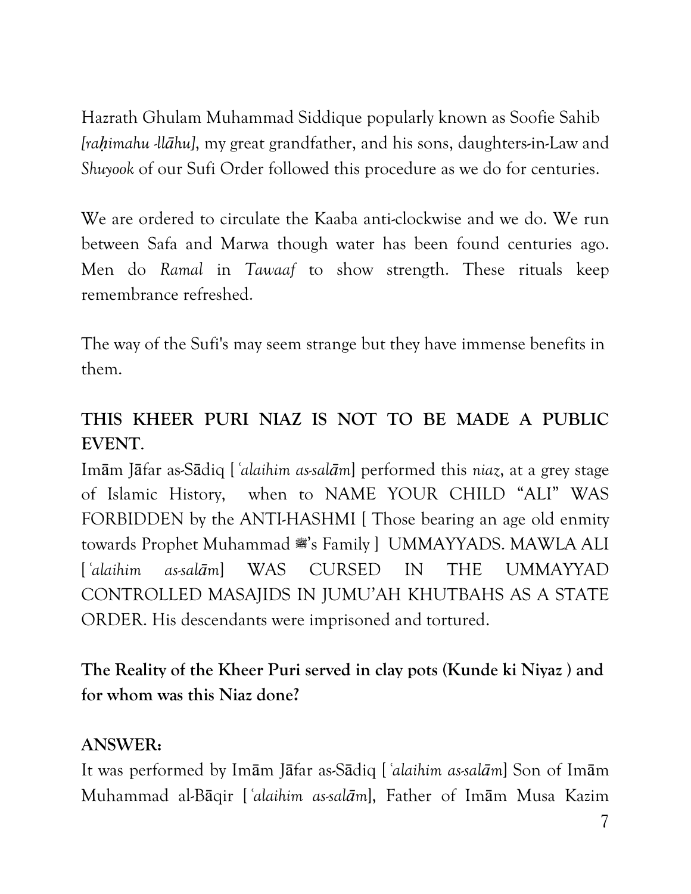Hazrath Ghulam Muhammad Siddique popularly known as Soofie Sahib *[raḥimahu -llāhu]*, my great grandfather, and his sons, daughters-in-Law and *Shuyook* of our Sufi Order followed this procedure as we do for centuries.

We are ordered to circulate the Kaaba anti-clockwise and we do. We run between Safa and Marwa though water has been found centuries ago. Men do *Ramal* in *Tawaaf* to show strength. These rituals keep remembrance refreshed.

The way of the Sufi's may seem strange but they have immense benefits in them.

**THIS KHEER PURI NIAZ IS NOT TO BE MADE A PUBLIC EVENT**.

Imām Jāfar as-Sādiq [*ʿalaihim as-salām*] performed this *niaz*, at a grey stage of Islamic History, when to NAME YOUR CHILD "ALI" WAS FORBIDDEN by the ANTI-HASHMI [ Those bearing an age old enmity towards Prophet Muhammad ﷺ's Family ] UMMAYYADS. MAWLA ALI [*ʿalaihim as-salām*] WAS CURSED IN THE UMMAYYAD CONTROLLED MASAJIDS IN JUMU'AH KHUTBAHS AS A STATE ORDER. His descendants were imprisoned and tortured.

**The Reality of the Kheer Puri served in clay pots (Kunde ki Niyaz ) and for whom was this Niaz done?**

**ANSWER:**

It was performed by Imām Jāfar as-Sādiq [*ʿalaihim as-salām*] Son of Imām Muhammad al-Bāqir [*ʿalaihim as-salām*], Father of Imām Musa Kazim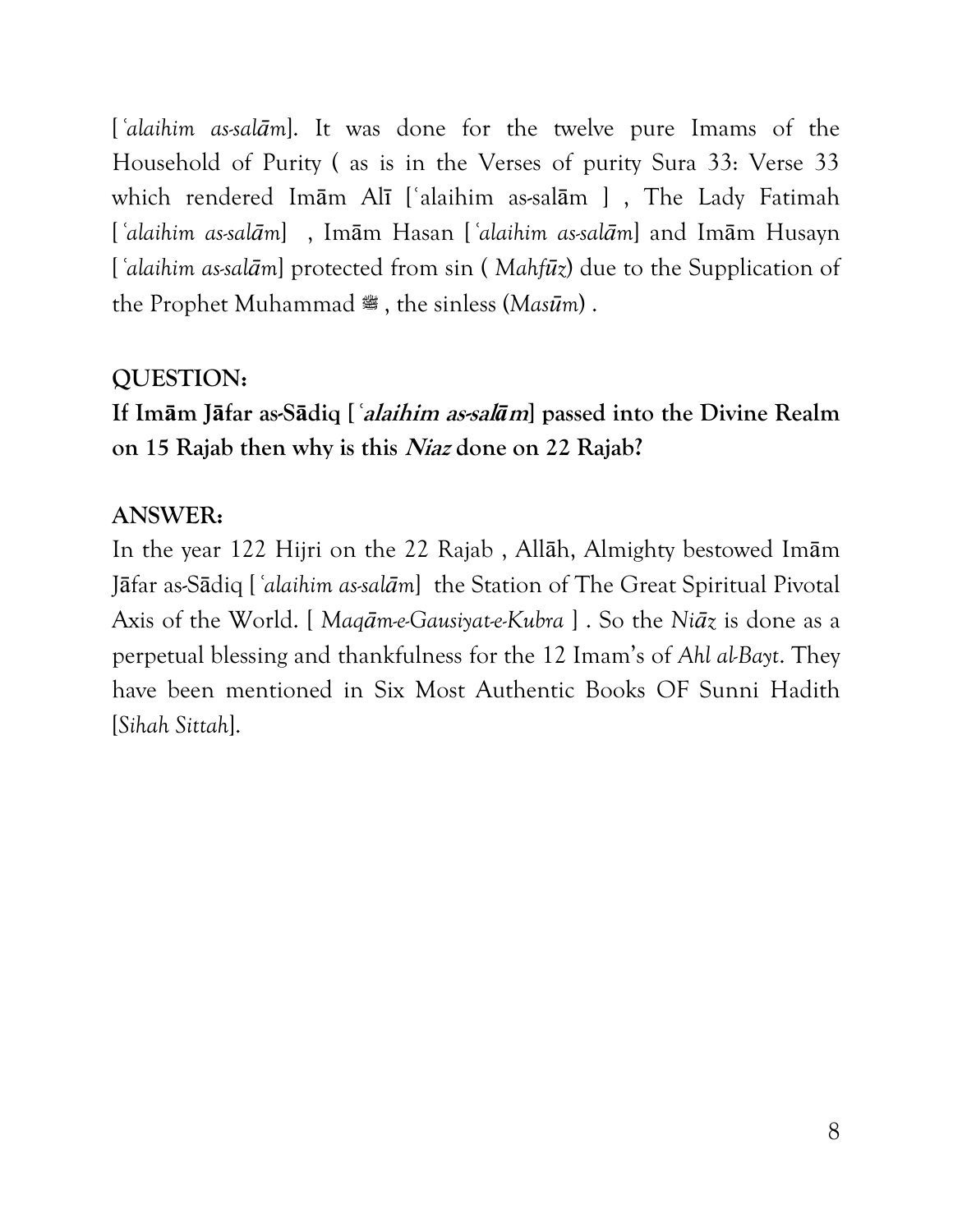[ *ʿalaihim as-salām*]. It was done for the twelve pure Imams of the Household of Purity ( as is in the Verses of purity Sura 33: Verse 33 which rendered Imām Alī [ʿalaihim as-salām ] , The Lady Fatimah [ *ʿalaihim as-salām*] , Imām Hasan [ *ʿalaihim as-salām*] and Imām Husayn [ *ʿalaihim as-salām*] protected from sin ( *Mahfūz*) due to the Supplication of the Prophet Muhammad ﷺ , the sinless (*Masūm*) .

**QUESTION:**

**If Imām Jāfar as-Sādiq [ *ʿalaihim as-salām*] passed into the Divine Realm on 15 Rajab then why is this *Niaz* done on 22 Rajab?**

**ANSWER:**

In the year 122 Hijri on the 22 Rajab , Allāh, Almighty bestowed Imām Jāfar as-Sādiq [ *ʿalaihim as-salām*] the Station of The Great Spiritual Pivotal Axis of the World. [ *Maqām-e-Gausiyat-e-Kubra* ] . So the *Niāz* is done as a perpetual blessing and thankfulness for the 12 Imam's of *Ahl al-Bayt*. They have been mentioned in Six Most Authentic Books OF Sunni Hadith [*Sihah Sittah*].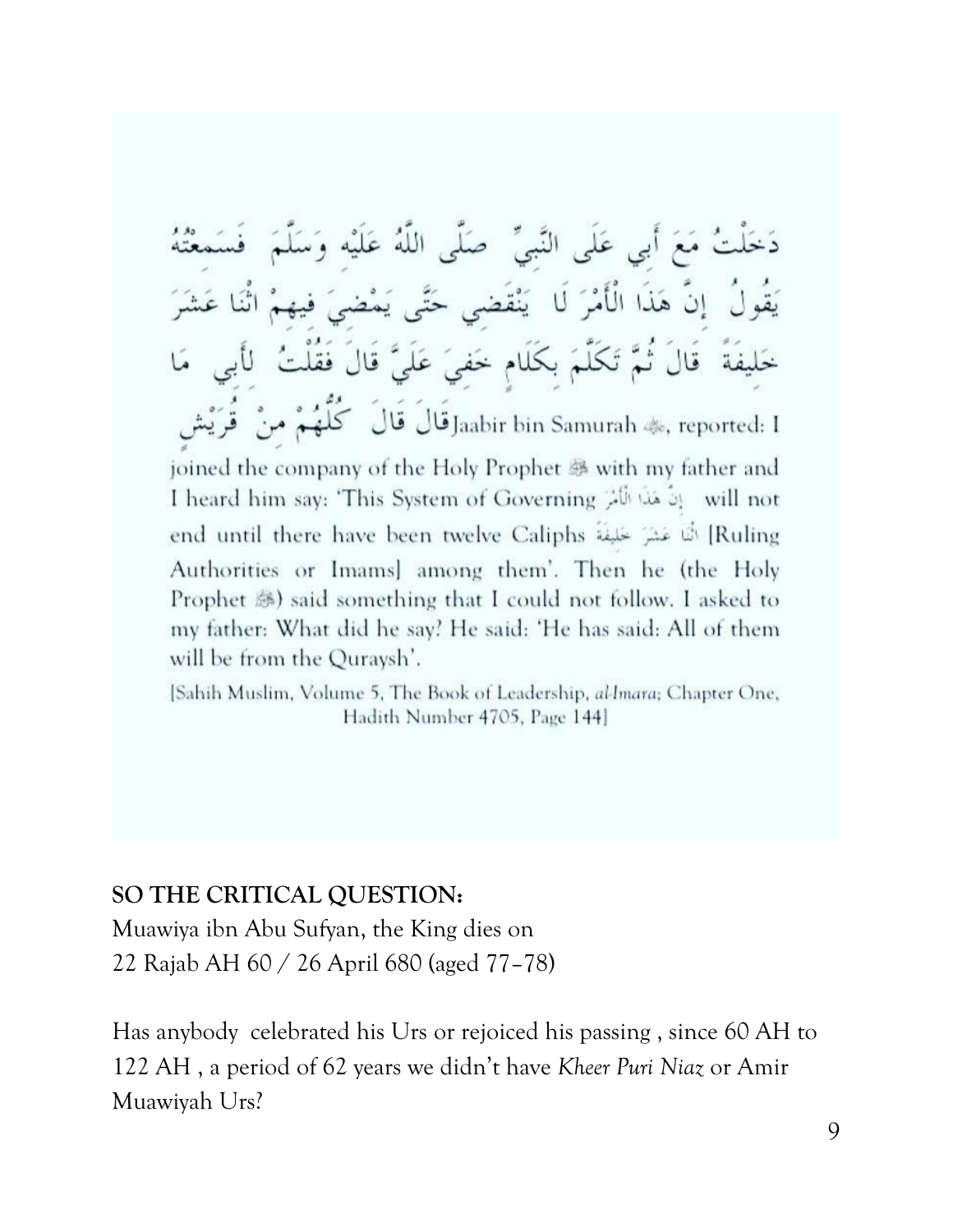دَخَلْتُ مَعَ أَبِي عَلَى النَّبِيِّ صَلَّى اللَّهُ عَلَيْهِ وَسَلَّمَ فَسَمِعْتُهُ يَقُولُ إِنَّ هَذَا الْأَمْرَ لَا يَنْقَضِي حَتَّى يَمْضِيَ فِيهِمْ اثْنَا عَشَرَ خَلِيفَةً قَالَ ثُمَّ تَكَلَّمَ بِكَلَامٍ خَفِيَ عَلَيَّ قَالَ فَقُلْتُ لِأَبِي مَا قَالَ قَالَ كُلُّهُمْ مِنْ قُرَيْشٍ

Jaabir bin Samurah ﵁, reported: I joined the company of the Holy Prophet ﷺ with my father and I heard him say: 'This System of Governing إِنَّ هَذَا الْأَمْرَ will not end until there have been twelve Caliphs اثْنَا عَشَرَ خَلِيفَةً [Ruling Authorities or Imams] among them'. Then he (the Holy Prophet ﷺ) said something that I could not follow. I asked to my father: What did he say? He said: 'He has said: All of them will be from the Quraysh'.

[Sahih Muslim, Volume 5, The Book of Leadership, *al-Imara*; Chapter One, Hadith Number 4705, Page 144]

**SO THE CRITICAL QUESTION:**

Muawiya ibn Abu Sufyan, the King dies on 22 Rajab AH 60 / 26 April 680 (aged 77–78)

Has anybody celebrated his Urs or rejoiced his passing , since 60 AH to 122 AH , a period of 62 years we didn't have *Kheer Puri Niaz* or Amir Muawiyah Urs?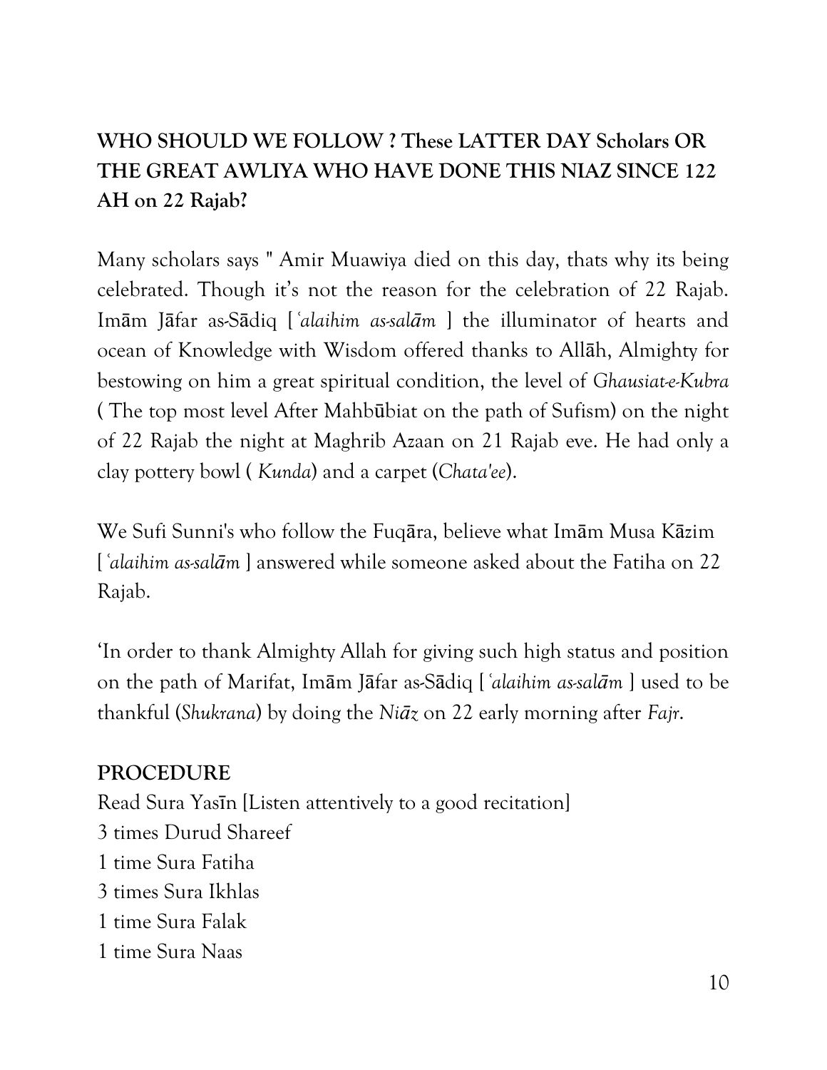**WHO SHOULD WE FOLLOW ? These LATTER DAY Scholars OR THE GREAT AWLIYA WHO HAVE DONE THIS NIAZ SINCE 122 AH on 22 Rajab?**

Many scholars says " Amir Muawiya died on this day, thats why its being celebrated. Though it's not the reason for the celebration of 22 Rajab. Imām Jāfar as-Sādiq [*ʿalaihim as-salām* ] the illuminator of hearts and ocean of Knowledge with Wisdom offered thanks to Allāh, Almighty for bestowing on him a great spiritual condition, the level of *Ghausiat-e-Kubra* ( The top most level After Mahbūbiat on the path of Sufism) on the night of 22 Rajab the night at Maghrib Azaan on 21 Rajab eve. He had only a clay pottery bowl ( *Kunda*) and a carpet (*Chata'ee*).

We Sufi Sunni's who follow the Fuqāra, believe what Imām Musa Kāzim [ *ʿalaihim as-salām* ] answered while someone asked about the Fatiha on 22 Rajab.

'In order to thank Almighty Allah for giving such high status and position on the path of Marifat, Imām Jāfar as-Sādiq [ *ʿalaihim as-salām* ] used to be thankful (*Shukrana*) by doing the *Niāz* on 22 early morning after *Fajr*.

**PROCEDURE**

Read Sura Yasīn [Listen attentively to a good recitation]
3 times Durud Shareef
1 time Sura Fatiha
3 times Sura Ikhlas
1 time Sura Falak
1 time Sura Naas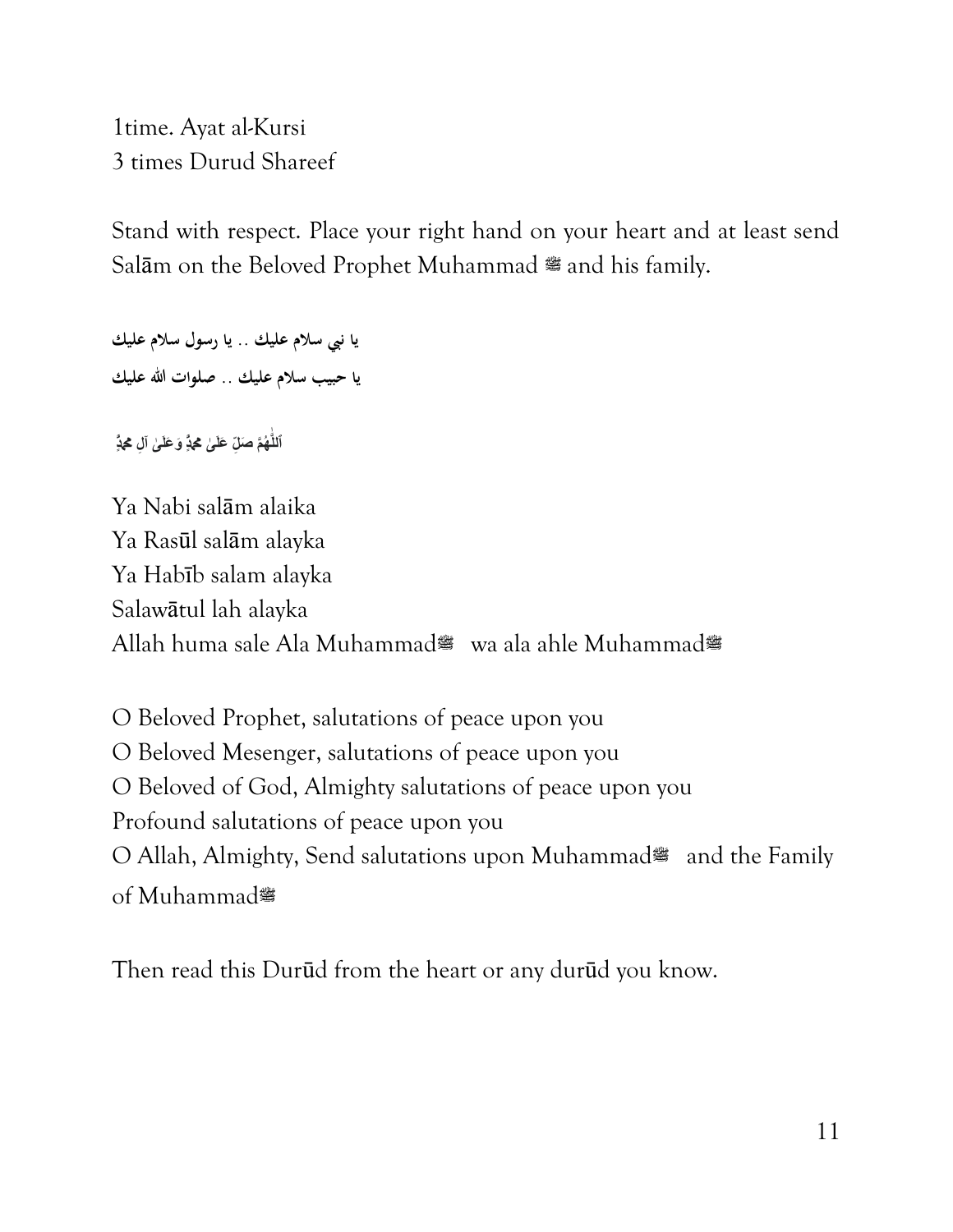1time. Ayat al-Kursi
3 times Durud Shareef

Stand with respect. Place your right hand on your heart and at least send Salām on the Beloved Prophet Muhammad ﷺ and his family.

**يا نبي سلام عليك .. يا رسول سلام عليك**
**يا حبيب سلام عليك .. صلوات الله عليك**

اَللّٰهُمَّ صَلِّ عَلیٰ محمدٍ وَعَلیٰ آلِ محمدٍ

Ya Nabi salām alaika
Ya Rasūl salām alayka
Ya Habīb salam alayka
Salawātul lah alayka
Allah huma sale Ala Muhammadﷺ wa ala ahle Muhammadﷺ

O Beloved Prophet, salutations of peace upon you
O Beloved Mesenger, salutations of peace upon you
O Beloved of God, Almighty salutations of peace upon you
Profound salutations of peace upon you
O Allah, Almighty, Send salutations upon Muhammadﷺ and the Family of Muhammadﷺ

Then read this Durūd from the heart or any durūd you know.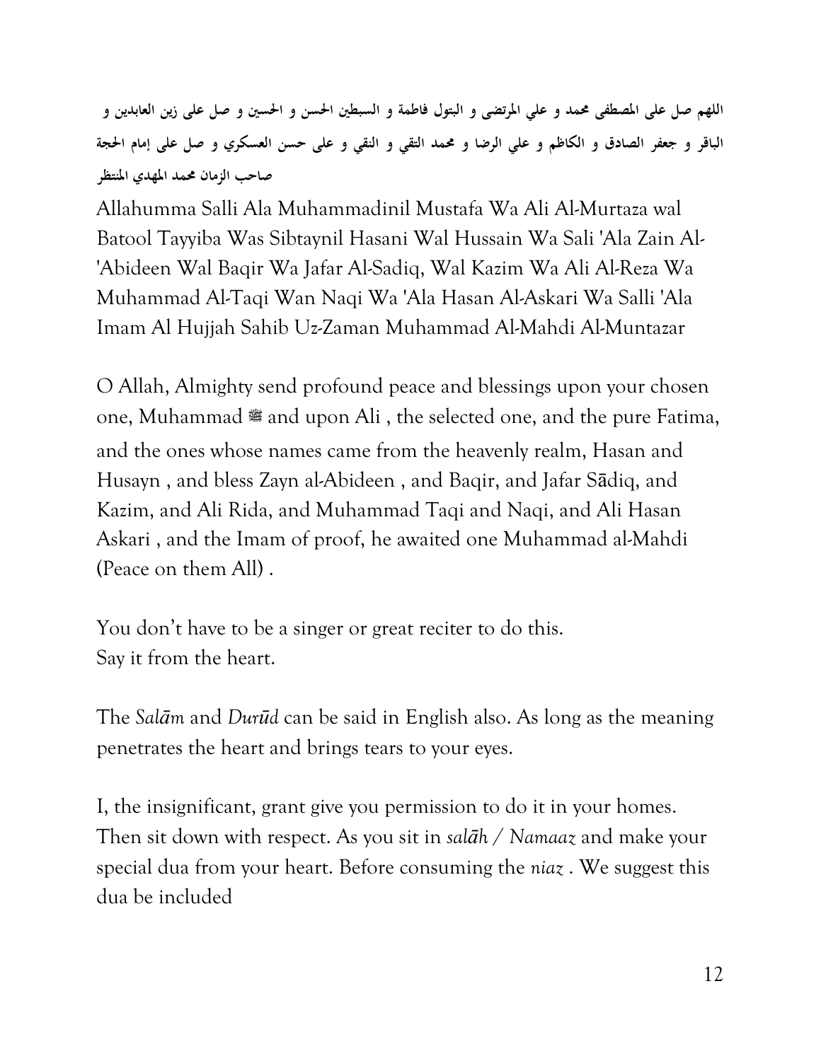**اللهم صل على المصطفى محمد و علي المرتضى و البتول فاطمة و السبطين الحسن و الحسين و صل على زين العابدين و الباقر و جعفر الصادق و الكاظم و علي الرضا و محمد التقي و النقي و على حسن العسكري و صل على إمام الحجة صاحب الزمان محمد المهدي المنتظر**

Allahumma Salli Ala Muhammadinil Mustafa Wa Ali Al-Murtaza wal Batool Tayyiba Was Sibtaynil Hasani Wal Hussain Wa Sali 'Ala Zain Al-'Abideen Wal Baqir Wa Jafar Al-Sadiq, Wal Kazim Wa Ali Al-Reza Wa Muhammad Al-Taqi Wan Naqi Wa 'Ala Hasan Al-Askari Wa Salli 'Ala Imam Al Hujjah Sahib Uz-Zaman Muhammad Al-Mahdi Al-Muntazar

O Allah, Almighty send profound peace and blessings upon your chosen one, Muhammad ﷺ and upon Ali , the selected one, and the pure Fatima, and the ones whose names came from the heavenly realm, Hasan and Husayn , and bless Zayn al-Abideen , and Baqir, and Jafar Sādiq, and Kazim, and Ali Rida, and Muhammad Taqi and Naqi, and Ali Hasan Askari , and the Imam of proof, he awaited one Muhammad al-Mahdi (Peace on them All) .

You don't have to be a singer or great reciter to do this.
Say it from the heart.

The *Salām* and *Durūd* can be said in English also. As long as the meaning penetrates the heart and brings tears to your eyes.

I, the insignificant, grant give you permission to do it in your homes. Then sit down with respect. As you sit in *salāh / Namaaz* and make your special dua from your heart. Before consuming the *niaz* . We suggest this dua be included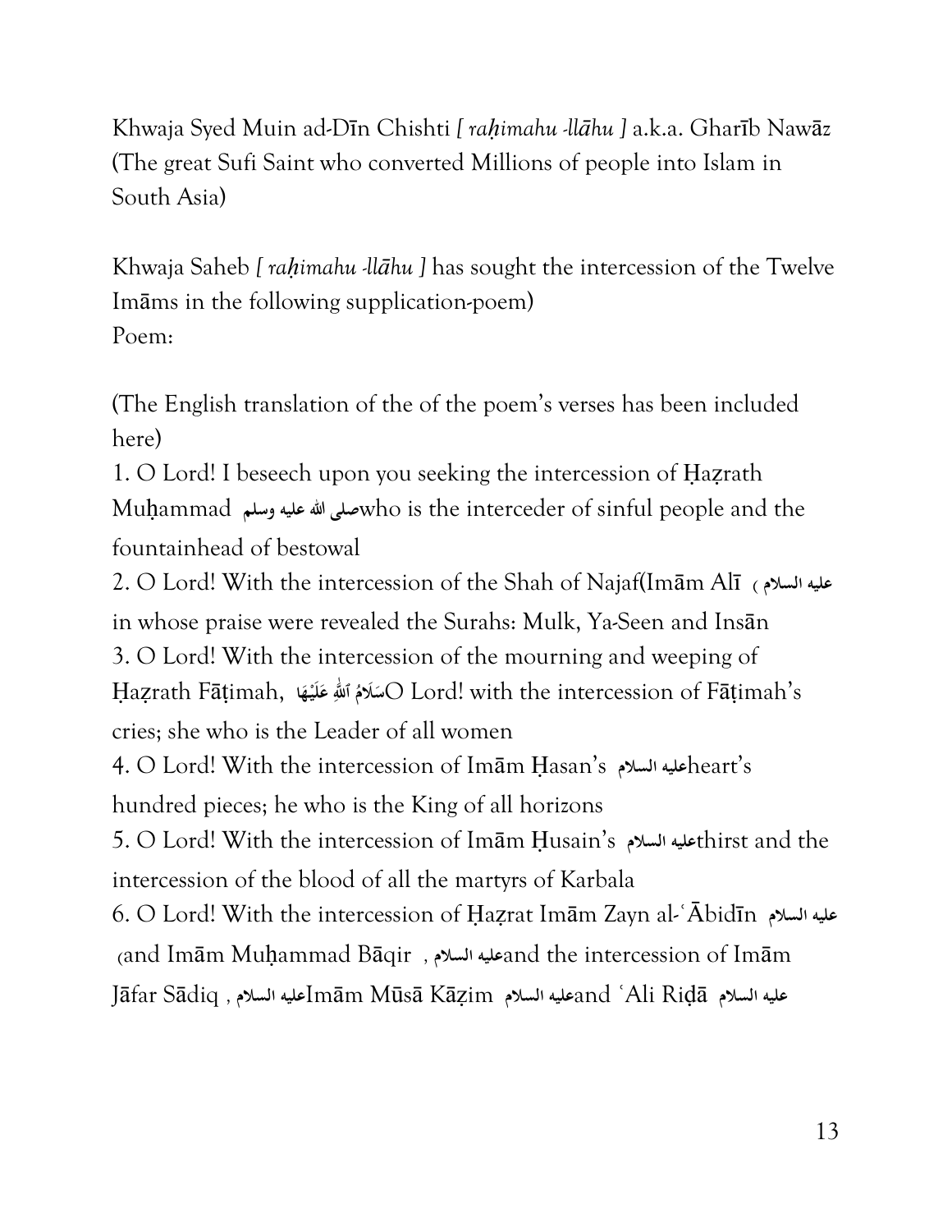Khwaja Syed Muin ad-Dīn Chishti *[ raḥimahu -llāhu ]* a.k.a. Gharīb Nawāz (The great Sufi Saint who converted Millions of people into Islam in South Asia)

Khwaja Saheb *[ raḥimahu -llāhu ]* has sought the intercession of the Twelve Imāms in the following supplication-poem)
Poem:

(The English translation of the of the poem's verses has been included here)

1. O Lord! I beseech upon you seeking the intercession of Ḥaẓrath Muḥammad صلى الله عليه وسلم who is the interceder of sinful people and the fountainhead of bestowal
2. O Lord! With the intercession of the Shah of Najaf(Imām Alī عليه السلام ) in whose praise were revealed the Surahs: Mulk, Ya-Seen and Insān
3. O Lord! With the intercession of the mourning and weeping of Ḥaẓrath Fāṭimah, سَلَامُ ٱللّٰهِ عَلَيْهَا O Lord! with the intercession of Fāṭimah's cries; she who is the Leader of all women
4. O Lord! With the intercession of Imām Ḥasan's عليه السلام heart's hundred pieces; he who is the King of all horizons
5. O Lord! With the intercession of Imām Ḥusain's عليه السلام thirst and the intercession of the blood of all the martyrs of Karbala
6. O Lord! With the intercession of Ḥaẓrat Imām Zayn al-ʿĀbidīn عليه السلام (and Imām Muḥammad Bāqir , عليه السلام and the intercession of Imām Jāfar Sādiq , عليه السلام Imām Mūsā Kāẓim عليه السلام and ʿAli Riḍā عليه السلام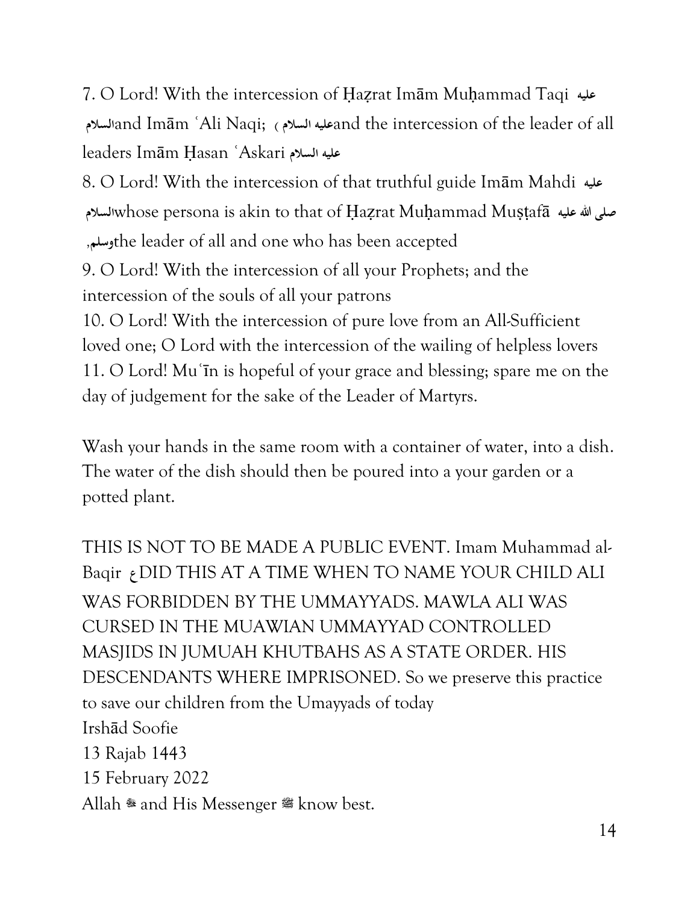7. O Lord! With the intercession of Ḥaẓrat Imām Muḥammad Taqi عليه السلام and Imām ʿAli Naqi; (عليه السلام) and the intercession of the leader of all leaders Imām Ḥasan ʿAskari عليه السلام

8. O Lord! With the intercession of that truthful guide Imām Mahdi عليه السلام whose persona is akin to that of Ḥaẓrat Muḥammad Muṣṭafā صلى الله عليه وسلم, the leader of all and one who has been accepted

9. O Lord! With the intercession of all your Prophets; and the intercession of the souls of all your patrons

10. O Lord! With the intercession of pure love from an All-Sufficient loved one; O Lord with the intercession of the wailing of helpless lovers

11. O Lord! Muʿīn is hopeful of your grace and blessing; spare me on the day of judgement for the sake of the Leader of Martyrs.

Wash your hands in the same room with a container of water, into a dish. The water of the dish should then be poured into a your garden or a potted plant.

THIS IS NOT TO BE MADE A PUBLIC EVENT. Imam Muhammad al-Baqir ع DID THIS AT A TIME WHEN TO NAME YOUR CHILD ALI WAS FORBIDDEN BY THE UMMAYYADS. MAWLA ALI WAS CURSED IN THE MUAWIAN UMMAYYAD CONTROLLED MASJIDS IN JUMUAH KHUTBAHS AS A STATE ORDER. HIS DESCENDANTS WHERE IMPRISONED. So we preserve this practice to save our children from the Umayyads of today

Irshād Soofie

13 Rajab 1443

15 February 2022

Allah ﷻ and His Messenger ﷺ know best.